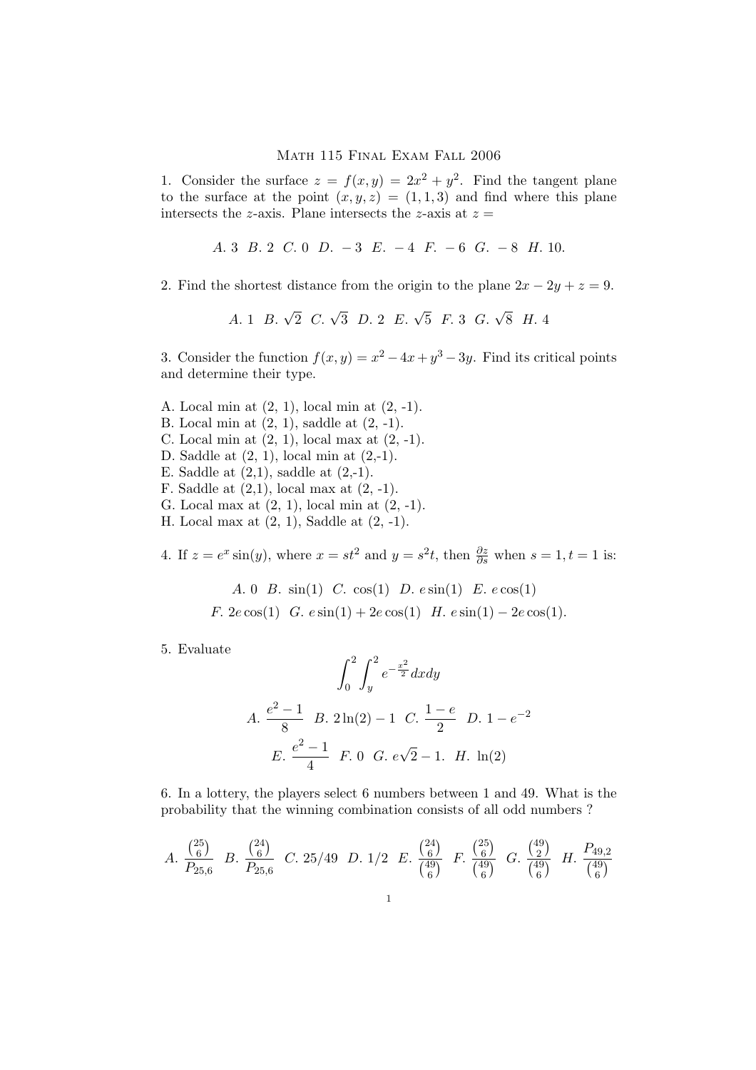# Math 115 Final Exam Fall 2006

1. Consider the surface $z = f(x, y) = 2x^2 + y^2$. Find the tangent plane to the surface at the point $(x, y, z) = (1, 1, 3)$ and find where this plane intersects the $z$-axis. Plane intersects the $z$-axis at $z =$

$$A.\ 3 \quad B.\ 2 \quad C.\ 0 \quad D.\ -3 \quad E.\ -4 \quad F.\ -6 \quad G.\ -8 \quad H.\ 10.$$

2. Find the shortest distance from the origin to the plane $2x - 2y + z = 9$.

$$A.\ 1 \quad B.\ \sqrt{2} \quad C.\ \sqrt{3} \quad D.\ 2 \quad E.\ \sqrt{5} \quad F.\ 3 \quad G.\ \sqrt{8} \quad H.\ 4$$

3. Consider the function $f(x, y) = x^2 - 4x + y^3 - 3y$. Find its critical points and determine their type.

A. Local min at (2, 1), local min at (2, -1).
B. Local min at (2, 1), saddle at (2, -1).
C. Local min at (2, 1), local max at (2, -1).
D. Saddle at (2, 1), local min at (2,-1).
E. Saddle at (2,1), saddle at (2,-1).
F. Saddle at (2,1), local max at (2, -1).
G. Local max at (2, 1), local min at (2, -1).
H. Local max at (2, 1), Saddle at (2, -1).

4. If $z = e^x \sin(y)$, where $x = st^2$ and $y = s^2t$, then $\frac{\partial z}{\partial s}$ when $s = 1, t = 1$ is:

$$A.\ 0 \quad B.\ \sin(1) \quad C.\ \cos(1) \quad D.\ e\sin(1) \quad E.\ e\cos(1)$$
$$F.\ 2e\cos(1) \quad G.\ e\sin(1) + 2e\cos(1) \quad H.\ e\sin(1) - 2e\cos(1).$$

5. Evaluate

$$\int_0^2 \int_y^2 e^{-\frac{x^2}{2}} dx dy$$

$$A.\ \frac{e^2 - 1}{8} \quad B.\ 2\ln(2) - 1 \quad C.\ \frac{1 - e}{2} \quad D.\ 1 - e^{-2}$$
$$E.\ \frac{e^2 - 1}{4} \quad F.\ 0 \quad G.\ e\sqrt{2} - 1. \quad H.\ \ln(2)$$

6. In a lottery, the players select 6 numbers between 1 and 49. What is the probability that the winning combination consists of all odd numbers ?

$$A.\ \frac{\binom{25}{6}}{P_{25,6}} \quad B.\ \frac{\binom{24}{6}}{P_{25,6}} \quad C.\ 25/49 \quad D.\ 1/2 \quad E.\ \frac{\binom{24}{6}}{\binom{49}{6}} \quad F.\ \frac{\binom{25}{6}}{\binom{49}{6}} \quad G.\ \frac{\binom{49}{2}}{\binom{49}{6}} \quad H.\ \frac{P_{49,2}}{\binom{49}{6}}$$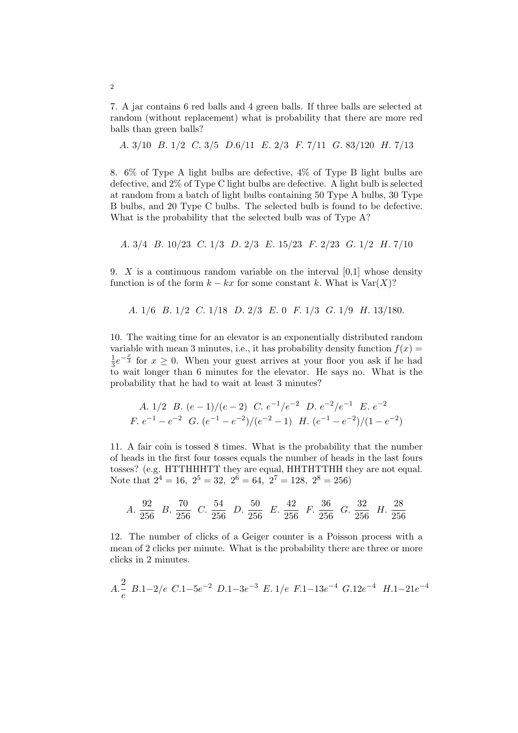7. A jar contains 6 red balls and 4 green balls. If three balls are selected at random (without replacement) what is probability that there are more red balls than green balls?

*A.* 3/10 *B.* 1/2 *C.* 3/5 *D.*6/11 *E.* 2/3 *F.* 7/11 *G.* 83/120 *H.* 7/13

8. 6% of Type A light bulbs are defective, 4% of Type B light bulbs are defective, and 2% of Type C light bulbs are defective. A light bulb is selected at random from a batch of light bulbs containing 50 Type A bulbs, 30 Type B bulbs, and 20 Type C bulbs. The selected bulb is found to be defective. What is the probability that the selected bulb was of Type A?

*A.* 3/4 *B.* 10/23 *C.* 1/3 *D.* 2/3 *E.* 15/23 *F.* 2/23 *G.* 1/2 *H.* 7/10

9. $X$ is a continuous random variable on the interval [0,1] whose density function is of the form $k - kx$ for some constant $k$. What is $\text{Var}(X)$?

*A.* 1/6 *B.* 1/2 *C.* 1/18 *D.* 2/3 *E.* 0 *F.* 1/3 *G.* 1/9 *H.* 13/180.

10. The waiting time for an elevator is an exponentially distributed random variable with mean 3 minutes, i.e., it has probability density function $f(x) = \frac{1}{3}e^{-\frac{x}{3}}$ for $x \geq 0$. When your guest arrives at your floor you ask if he had to wait longer than 6 minutes for the elevator. He says no. What is the probability that he had to wait at least 3 minutes?

$$A.\ 1/2 \quad B.\ (e-1)/(e-2) \quad C.\ e^{-1}/e^{-2} \quad D.\ e^{-2}/e^{-1} \quad E.\ e^{-2}$$
$$F.\ e^{-1} - e^{-2} \quad G.\ (e^{-1} - e^{-2})/(e^{-2} - 1) \quad H.\ (e^{-1} - e^{-2})/(1 - e^{-2})$$

11. A fair coin is tossed 8 times. What is the probability that the number of heads in the first four tosses equals the number of heads in the last fours tosses? (e.g. HTTHHHTT they are equal, HHTHTTHH they are not equal. Note that $2^4 = 16,\ 2^5 = 32,\ 2^6 = 64,\ 2^7 = 128,\ 2^8 = 256$)

$$A.\ \frac{92}{256} \quad B.\ \frac{70}{256} \quad C.\ \frac{54}{256} \quad D.\ \frac{50}{256} \quad E.\ \frac{42}{256} \quad F.\ \frac{36}{256} \quad G.\ \frac{32}{256} \quad H.\ \frac{28}{256}$$

12. The number of clicks of a Geiger counter is a Poisson process with a mean of 2 clicks per minute. What is the probability there are three or more clicks in 2 minutes.

$$A. \frac{2}{e} \quad B. 1-2/e \quad C. 1-5e^{-2} \quad D. 1-3e^{-3} \quad E.\ 1/e \quad F. 1-13e^{-4} \quad G. 12e^{-4} \quad H. 1-21e^{-4}$$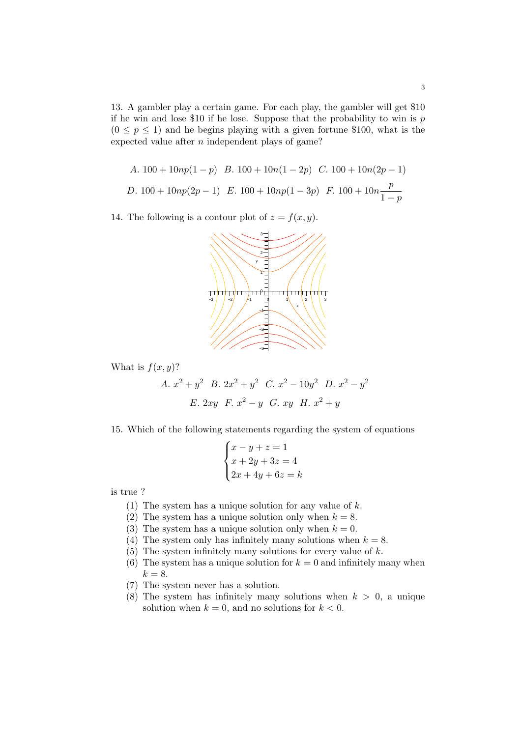13. A gambler play a certain game. For each play, the gambler will get \$10 if he win and lose \$10 if he lose. Suppose that the probability to win is $p$ $(0 \leq p \leq 1)$ and he begins playing with a given fortune \$100, what is the expected value after $n$ independent plays of game?

$A.\ 100 + 10np(1-p)$ $\quad B.\ 100 + 10n(1-2p)$ $\quad C.\ 100 + 10n(2p-1)$

$D.\ 100 + 10np(2p-1)$ $\quad E.\ 100 + 10np(1-3p)$ $\quad F.\ 100 + 10n\dfrac{p}{1-p}$

14. The following is a contour plot of $z = f(x, y)$.

What is $f(x, y)$?

$A.\ x^2 + y^2$ $\quad B.\ 2x^2 + y^2$ $\quad C.\ x^2 - 10y^2$ $\quad D.\ x^2 - y^2$

$E.\ 2xy$ $\quad F.\ x^2 - y$ $\quad G.\ xy$ $\quad H.\ x^2 + y$

15. Which of the following statements regarding the system of equations

$$\begin{cases} x - y + z = 1 \\ x + 2y + 3z = 4 \\ 2x + 4y + 6z = k \end{cases}$$

is true ?

(1) The system has a unique solution for any value of $k$.
(2) The system has a unique solution only when $k = 8$.
(3) The system has a unique solution only when $k = 0$.
(4) The system only has infinitely many solutions when $k = 8$.
(5) The system infinitely many solutions for every value of $k$.
(6) The system has a unique solution for $k = 0$ and infinitely many when $k = 8$.
(7) The system never has a solution.
(8) The system has infinitely many solutions when $k > 0$, a unique solution when $k = 0$, and no solutions for $k < 0$.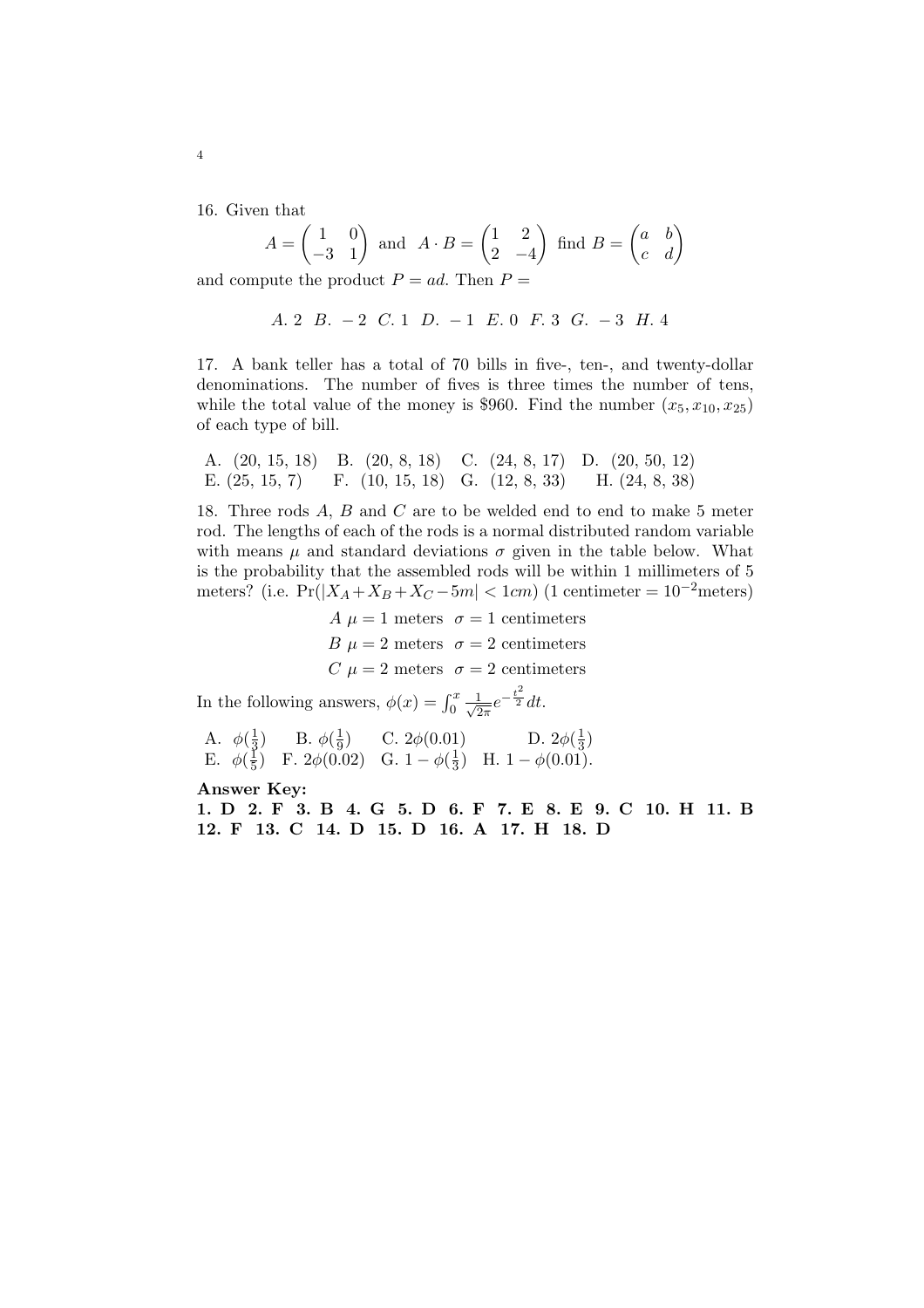16. Given that

$$A = \begin{pmatrix} 1 & 0 \\ -3 & 1 \end{pmatrix} \text{ and } A \cdot B = \begin{pmatrix} 1 & 2 \\ 2 & -4 \end{pmatrix} \text{ find } B = \begin{pmatrix} a & b \\ c & d \end{pmatrix}$$

and compute the product $P = ad$. Then $P =$

$$A.\ 2 \quad B.\ -2 \quad C.\ 1 \quad D.\ -1 \quad E.\ 0 \quad F.\ 3 \quad G.\ -3 \quad H.\ 4$$

17. A bank teller has a total of 70 bills in five-, ten-, and twenty-dollar denominations. The number of fives is three times the number of tens, while the total value of the money is \$960. Find the number $(x_5, x_{10}, x_{25})$ of each type of bill.

A. (20, 15, 18) B. (20, 8, 18) C. (24, 8, 17) D. (20, 50, 12)
E. (25, 15, 7) F. (10, 15, 18) G. (12, 8, 33) H. (24, 8, 38)

18. Three rods $A$, $B$ and $C$ are to be welded end to end to make 5 meter rod. The lengths of each of the rods is a normal distributed random variable with means $\mu$ and standard deviations $\sigma$ given in the table below. What is the probability that the assembled rods will be within 1 millimeters of 5 meters? (i.e. $\Pr(|X_A + X_B + X_C - 5m| < 1cm)$ (1 centimeter $= 10^{-2}$meters)

$A$ $\mu = 1$ meters $\sigma = 1$ centimeters

$B$ $\mu = 2$ meters $\sigma = 2$ centimeters

$C$ $\mu = 2$ meters $\sigma = 2$ centimeters

In the following answers, $\phi(x) = \int_0^x \frac{1}{\sqrt{2\pi}} e^{-\frac{t^2}{2}} dt$.

A. $\phi(\frac{1}{3})$ B. $\phi(\frac{1}{9})$ C. $2\phi(0.01)$ D. $2\phi(\frac{1}{3})$
E. $\phi(\frac{1}{5})$ F. $2\phi(0.02)$ G. $1 - \phi(\frac{1}{3})$ H. $1 - \phi(0.01)$.

**Answer Key:**
**1. D 2. F 3. B 4. G 5. D 6. F 7. E 8. E 9. C 10. H 11. B 12. F 13. C 14. D 15. D 16. A 17. H 18. D**